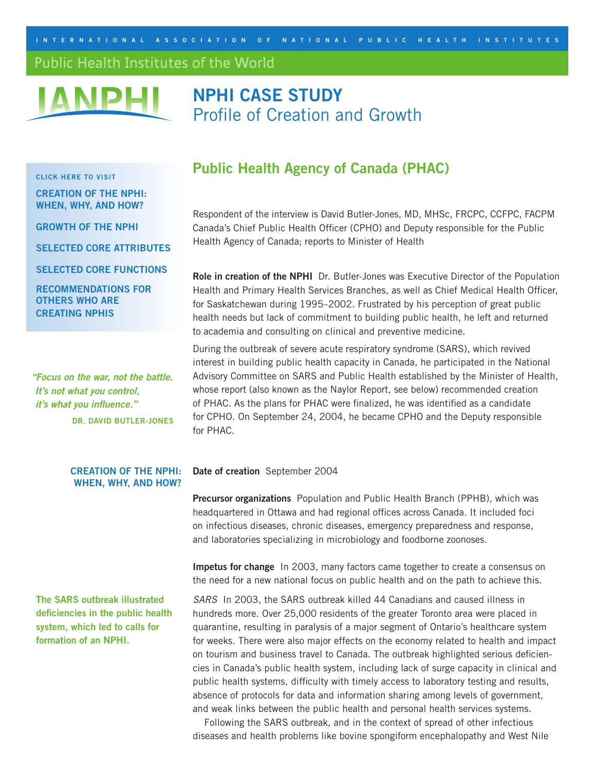INTERNATIONAL ASSOCIATION OF NATIONAL PUBLIC HEALTH INSTITUTES

Public Health Institutes of the World

IANPHI

# NPHI CASE STUDY
## Profile of Creation and Growth

CLICK HERE TO VISIT

- CREATION OF THE NPHI: WHEN, WHY, AND HOW?
- GROWTH OF THE NPHI
- SELECTED CORE ATTRIBUTES
- SELECTED CORE FUNCTIONS
- RECOMMENDATIONS FOR OTHERS WHO ARE CREATING NPHIS

## Public Health Agency of Canada (PHAC)

Respondent of the interview is David Butler-Jones, MD, MHSc, FRCPC, CCFPC, FACPM Canada's Chief Public Health Officer (CPHO) and Deputy responsible for the Public Health Agency of Canada; reports to Minister of Health

> *"Focus on the war, not the battle. It's not what you control, it's what you influence."*
>
> DR. DAVID BUTLER-JONES

**Role in creation of the NPHI** Dr. Butler-Jones was Executive Director of the Population Health and Primary Health Services Branches, as well as Chief Medical Health Officer, for Saskatchewan during 1995–2002. Frustrated by his perception of great public health needs but lack of commitment to building public health, he left and returned to academia and consulting on clinical and preventive medicine.

During the outbreak of severe acute respiratory syndrome (SARS), which revived interest in building public health capacity in Canada, he participated in the National Advisory Committee on SARS and Public Health established by the Minister of Health, whose report (also known as the Naylor Report, see below) recommended creation of PHAC. As the plans for PHAC were finalized, he was identified as a candidate for CPHO. On September 24, 2004, he became CPHO and the Deputy responsible for PHAC.

### CREATION OF THE NPHI: WHEN, WHY, AND HOW?

**Date of creation** September 2004

**Precursor organizations** Population and Public Health Branch (PPHB), which was headquartered in Ottawa and had regional offices across Canada. It included foci on infectious diseases, chronic diseases, emergency preparedness and response, and laboratories specializing in microbiology and foodborne zoonoses.

**Impetus for change** In 2003, many factors came together to create a consensus on the need for a new national focus on public health and on the path to achieve this.

**The SARS outbreak illustrated deficiencies in the public health system, which led to calls for formation of an NPHI.**

*SARS* In 2003, the SARS outbreak killed 44 Canadians and caused illness in hundreds more. Over 25,000 residents of the greater Toronto area were placed in quarantine, resulting in paralysis of a major segment of Ontario's healthcare system for weeks. There were also major effects on the economy related to health and impact on tourism and business travel to Canada. The outbreak highlighted serious deficiencies in Canada's public health system, including lack of surge capacity in clinical and public health systems, difficulty with timely access to laboratory testing and results, absence of protocols for data and information sharing among levels of government, and weak links between the public health and personal health services systems.

Following the SARS outbreak, and in the context of spread of other infectious diseases and health problems like bovine spongiform encephalopathy and West Nile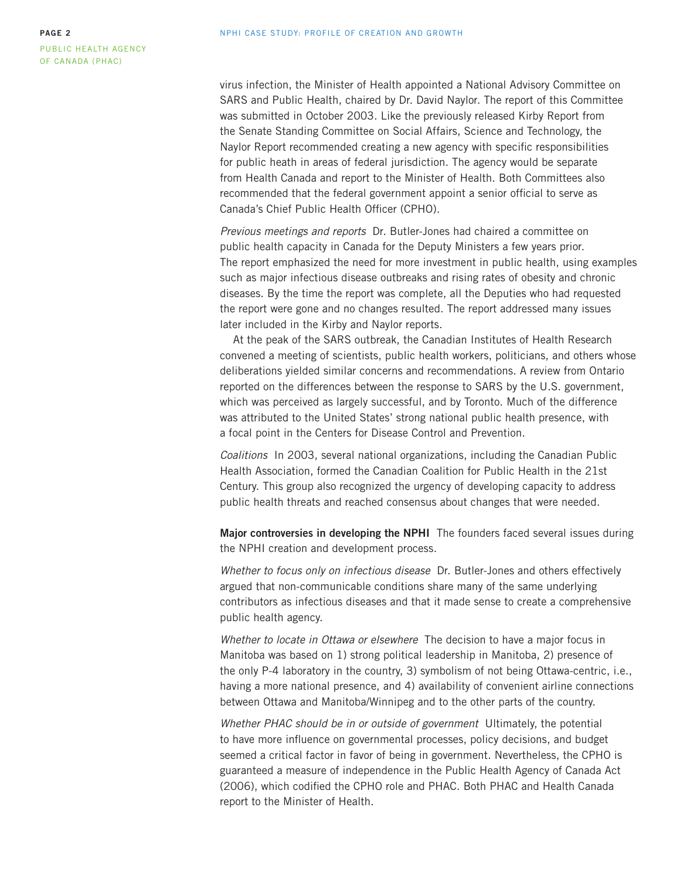virus infection, the Minister of Health appointed a National Advisory Committee on SARS and Public Health, chaired by Dr. David Naylor. The report of this Committee was submitted in October 2003. Like the previously released Kirby Report from the Senate Standing Committee on Social Affairs, Science and Technology, the Naylor Report recommended creating a new agency with specific responsibilities for public heath in areas of federal jurisdiction. The agency would be separate from Health Canada and report to the Minister of Health. Both Committees also recommended that the federal government appoint a senior official to serve as Canada's Chief Public Health Officer (CPHO).

*Previous meetings and reports* Dr. Butler-Jones had chaired a committee on public health capacity in Canada for the Deputy Ministers a few years prior. The report emphasized the need for more investment in public health, using examples such as major infectious disease outbreaks and rising rates of obesity and chronic diseases. By the time the report was complete, all the Deputies who had requested the report were gone and no changes resulted. The report addressed many issues later included in the Kirby and Naylor reports.

At the peak of the SARS outbreak, the Canadian Institutes of Health Research convened a meeting of scientists, public health workers, politicians, and others whose deliberations yielded similar concerns and recommendations. A review from Ontario reported on the differences between the response to SARS by the U.S. government, which was perceived as largely successful, and by Toronto. Much of the difference was attributed to the United States' strong national public health presence, with a focal point in the Centers for Disease Control and Prevention.

*Coalitions* In 2003, several national organizations, including the Canadian Public Health Association, formed the Canadian Coalition for Public Health in the 21st Century. This group also recognized the urgency of developing capacity to address public health threats and reached consensus about changes that were needed.

**Major controversies in developing the NPHI** The founders faced several issues during the NPHI creation and development process.

*Whether to focus only on infectious disease* Dr. Butler-Jones and others effectively argued that non-communicable conditions share many of the same underlying contributors as infectious diseases and that it made sense to create a comprehensive public health agency.

*Whether to locate in Ottawa or elsewhere* The decision to have a major focus in Manitoba was based on 1) strong political leadership in Manitoba, 2) presence of the only P-4 laboratory in the country, 3) symbolism of not being Ottawa-centric, i.e., having a more national presence, and 4) availability of convenient airline connections between Ottawa and Manitoba/Winnipeg and to the other parts of the country.

*Whether PHAC should be in or outside of government* Ultimately, the potential to have more influence on governmental processes, policy decisions, and budget seemed a critical factor in favor of being in government. Nevertheless, the CPHO is guaranteed a measure of independence in the Public Health Agency of Canada Act (2006), which codified the CPHO role and PHAC. Both PHAC and Health Canada report to the Minister of Health.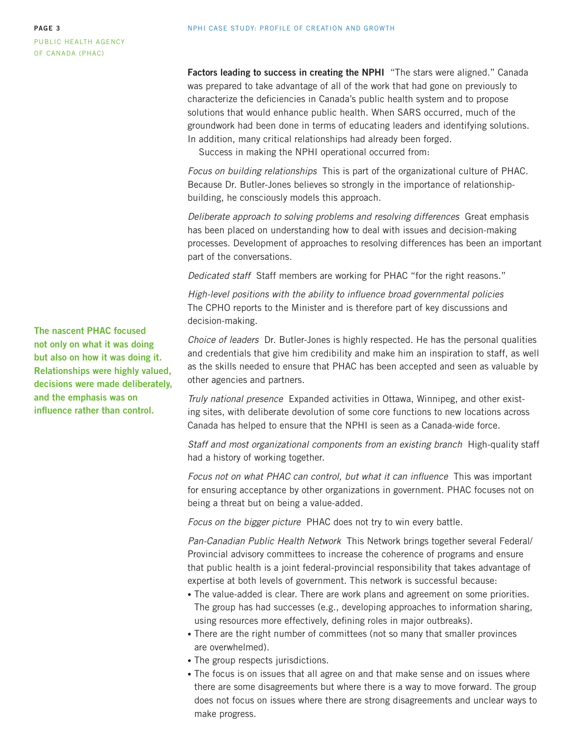**Factors leading to success in creating the NPHI** "The stars were aligned." Canada was prepared to take advantage of all of the work that had gone on previously to characterize the deficiencies in Canada's public health system and to propose solutions that would enhance public health. When SARS occurred, much of the groundwork had been done in terms of educating leaders and identifying solutions. In addition, many critical relationships had already been forged.

Success in making the NPHI operational occurred from:

*Focus on building relationships* This is part of the organizational culture of PHAC. Because Dr. Butler-Jones believes so strongly in the importance of relationship-building, he consciously models this approach.

*Deliberate approach to solving problems and resolving differences* Great emphasis has been placed on understanding how to deal with issues and decision-making processes. Development of approaches to resolving differences has been an important part of the conversations.

*Dedicated staff* Staff members are working for PHAC "for the right reasons."

*High-level positions with the ability to influence broad governmental policies* The CPHO reports to the Minister and is therefore part of key discussions and decision-making.

**The nascent PHAC focused not only on what it was doing but also on how it was doing it. Relationships were highly valued, decisions were made deliberately, and the emphasis was on influence rather than control.**

*Choice of leaders* Dr. Butler-Jones is highly respected. He has the personal qualities and credentials that give him credibility and make him an inspiration to staff, as well as the skills needed to ensure that PHAC has been accepted and seen as valuable by other agencies and partners.

*Truly national presence* Expanded activities in Ottawa, Winnipeg, and other existing sites, with deliberate devolution of some core functions to new locations across Canada has helped to ensure that the NPHI is seen as a Canada-wide force.

*Staff and most organizational components from an existing branch* High-quality staff had a history of working together.

*Focus not on what PHAC can control, but what it can influence* This was important for ensuring acceptance by other organizations in government. PHAC focuses not on being a threat but on being a value-added.

*Focus on the bigger picture* PHAC does not try to win every battle.

*Pan-Canadian Public Health Network* This Network brings together several Federal/Provincial advisory committees to increase the coherence of programs and ensure that public health is a joint federal-provincial responsibility that takes advantage of expertise at both levels of government. This network is successful because:

- The value-added is clear. There are work plans and agreement on some priorities. The group has had successes (e.g., developing approaches to information sharing, using resources more effectively, defining roles in major outbreaks).
- There are the right number of committees (not so many that smaller provinces are overwhelmed).
- The group respects jurisdictions.
- The focus is on issues that all agree on and that make sense and on issues where there are some disagreements but where there is a way to move forward. The group does not focus on issues where there are strong disagreements and unclear ways to make progress.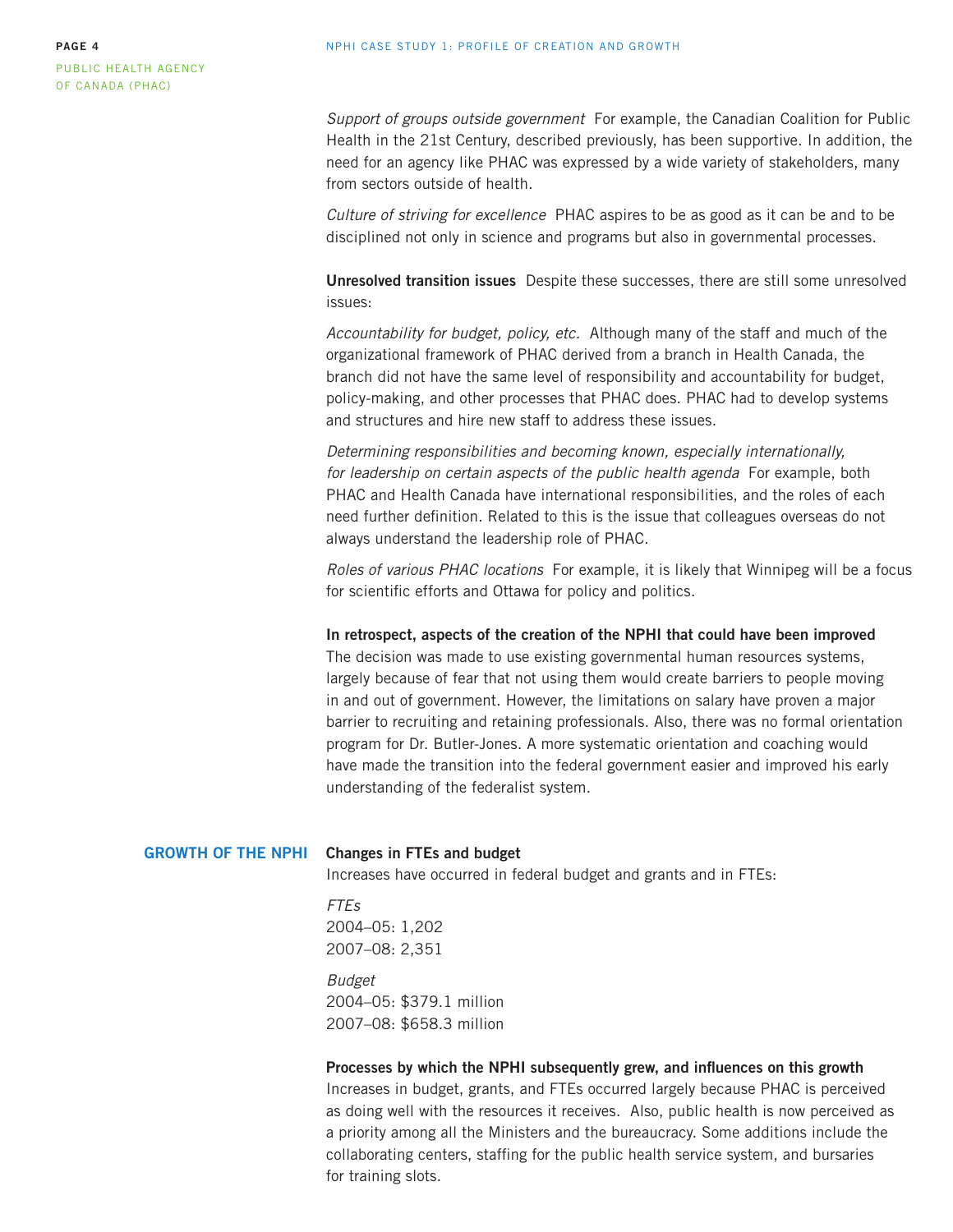*Support of groups outside government* For example, the Canadian Coalition for Public Health in the 21st Century, described previously, has been supportive. In addition, the need for an agency like PHAC was expressed by a wide variety of stakeholders, many from sectors outside of health.

*Culture of striving for excellence* PHAC aspires to be as good as it can be and to be disciplined not only in science and programs but also in governmental processes.

**Unresolved transition issues** Despite these successes, there are still some unresolved issues:

*Accountability for budget, policy, etc.* Although many of the staff and much of the organizational framework of PHAC derived from a branch in Health Canada, the branch did not have the same level of responsibility and accountability for budget, policy-making, and other processes that PHAC does. PHAC had to develop systems and structures and hire new staff to address these issues.

*Determining responsibilities and becoming known, especially internationally, for leadership on certain aspects of the public health agenda* For example, both PHAC and Health Canada have international responsibilities, and the roles of each need further definition. Related to this is the issue that colleagues overseas do not always understand the leadership role of PHAC.

*Roles of various PHAC locations* For example, it is likely that Winnipeg will be a focus for scientific efforts and Ottawa for policy and politics.

**In retrospect, aspects of the creation of the NPHI that could have been improved**
The decision was made to use existing governmental human resources systems, largely because of fear that not using them would create barriers to people moving in and out of government. However, the limitations on salary have proven a major barrier to recruiting and retaining professionals. Also, there was no formal orientation program for Dr. Butler-Jones. A more systematic orientation and coaching would have made the transition into the federal government easier and improved his early understanding of the federalist system.

## GROWTH OF THE NPHI

**Changes in FTEs and budget**
Increases have occurred in federal budget and grants and in FTEs:

*FTEs*
2004–05: 1,202
2007–08: 2,351

*Budget*
2004–05: $379.1 million
2007–08: $658.3 million

**Processes by which the NPHI subsequently grew, and influences on this growth**
Increases in budget, grants, and FTEs occurred largely because PHAC is perceived as doing well with the resources it receives. Also, public health is now perceived as a priority among all the Ministers and the bureaucracy. Some additions include the collaborating centers, staffing for the public health service system, and bursaries for training slots.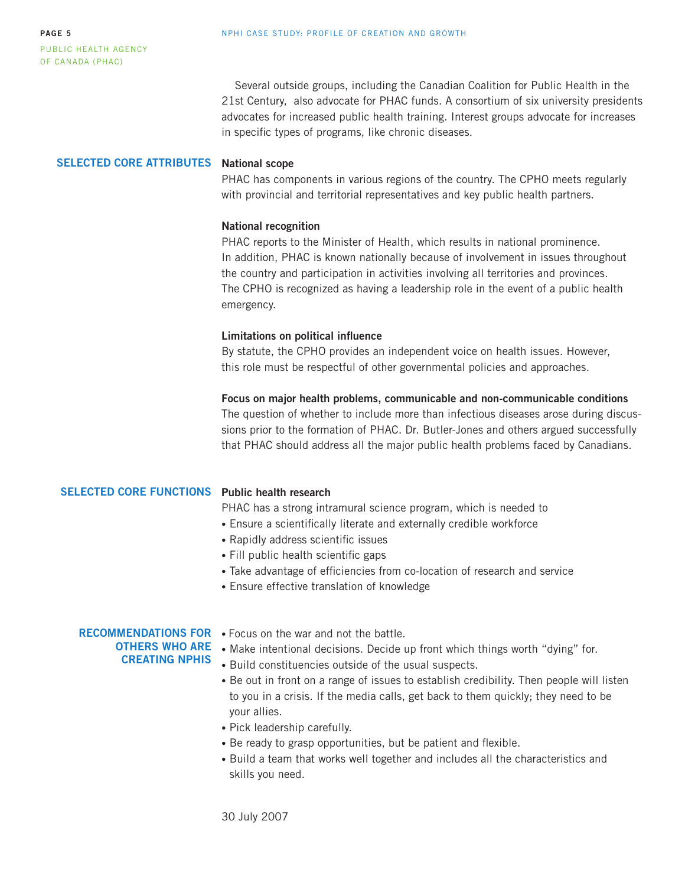Several outside groups, including the Canadian Coalition for Public Health in the 21st Century, also advocate for PHAC funds. A consortium of six university presidents advocates for increased public health training. Interest groups advocate for increases in specific types of programs, like chronic diseases.

## SELECTED CORE ATTRIBUTES

**National scope**

PHAC has components in various regions of the country. The CPHO meets regularly with provincial and territorial representatives and key public health partners.

**National recognition**

PHAC reports to the Minister of Health, which results in national prominence. In addition, PHAC is known nationally because of involvement in issues throughout the country and participation in activities involving all territories and provinces. The CPHO is recognized as having a leadership role in the event of a public health emergency.

**Limitations on political influence**

By statute, the CPHO provides an independent voice on health issues. However, this role must be respectful of other governmental policies and approaches.

**Focus on major health problems, communicable and non-communicable conditions**

The question of whether to include more than infectious diseases arose during discussions prior to the formation of PHAC. Dr. Butler-Jones and others argued successfully that PHAC should address all the major public health problems faced by Canadians.

## SELECTED CORE FUNCTIONS

**Public health research**

PHAC has a strong intramural science program, which is needed to

- Ensure a scientifically literate and externally credible workforce
- Rapidly address scientific issues
- Fill public health scientific gaps
- Take advantage of efficiencies from co-location of research and service
- Ensure effective translation of knowledge

## RECOMMENDATIONS FOR OTHERS WHO ARE CREATING NPHIS

- Focus on the war and not the battle.
- Make intentional decisions. Decide up front which things worth "dying" for.
- Build constituencies outside of the usual suspects.
- Be out in front on a range of issues to establish credibility. Then people will listen to you in a crisis. If the media calls, get back to them quickly; they need to be your allies.
- Pick leadership carefully.
- Be ready to grasp opportunities, but be patient and flexible.
- Build a team that works well together and includes all the characteristics and skills you need.

30 July 2007